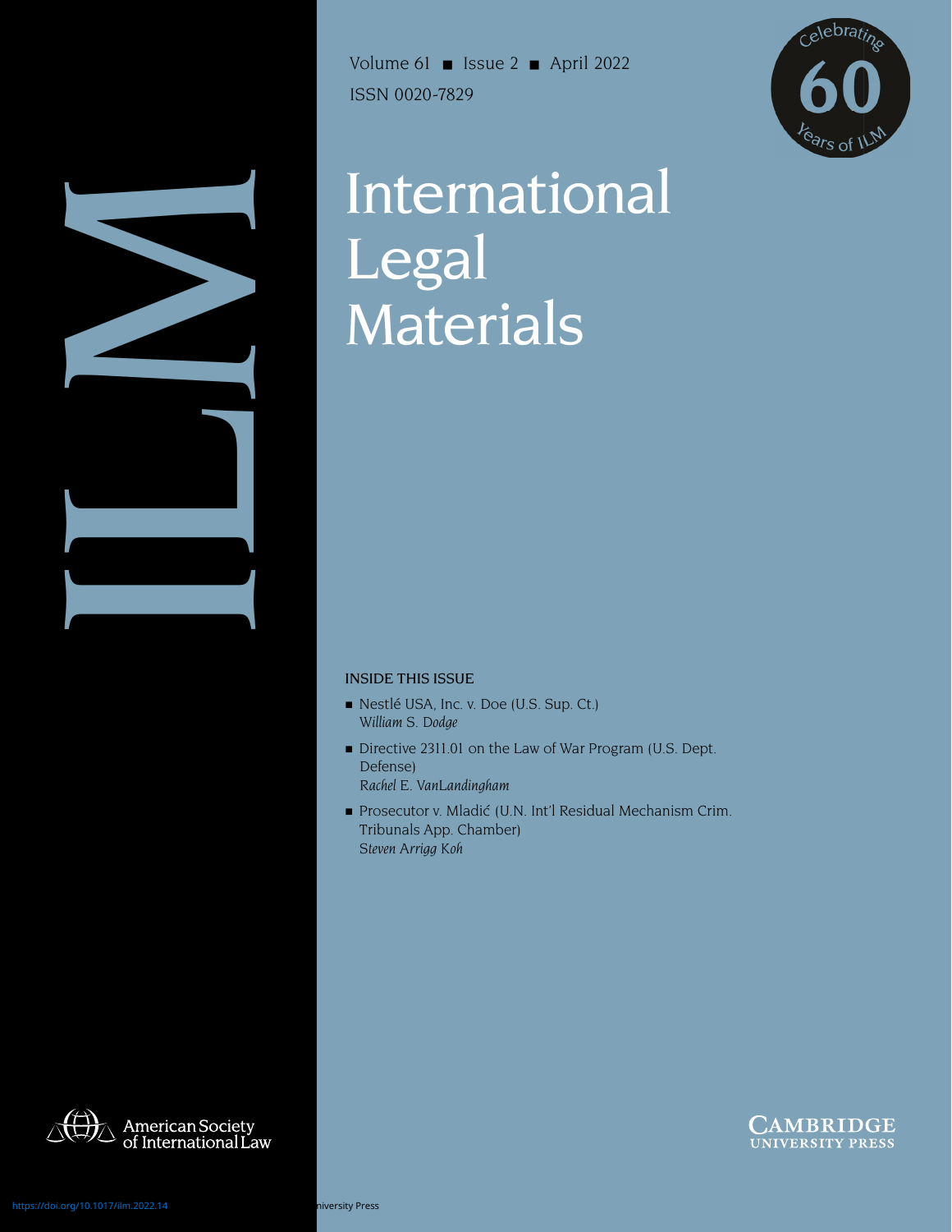# International Legal Materials

Volume 61 ■ Issue 2 ■ April 2022

ISSN 0020-7829

Celebrating 60 Years of ILM

ILM

INSIDE THIS ISSUE

- Nestlé USA, Inc. v. Doe (U.S. Sup. Ct.)
  *William S. Dodge*
- Directive 2311.01 on the Law of War Program (U.S. Dept. Defense)
  *Rachel E. VanLandingham*
- Prosecutor v. Mladić (U.N. Int'l Residual Mechanism Crim. Tribunals App. Chamber)
  *Steven Arrigg Koh*

American Society of International Law

Cambridge University Press

https://doi.org/10.1017/ilm.2022.14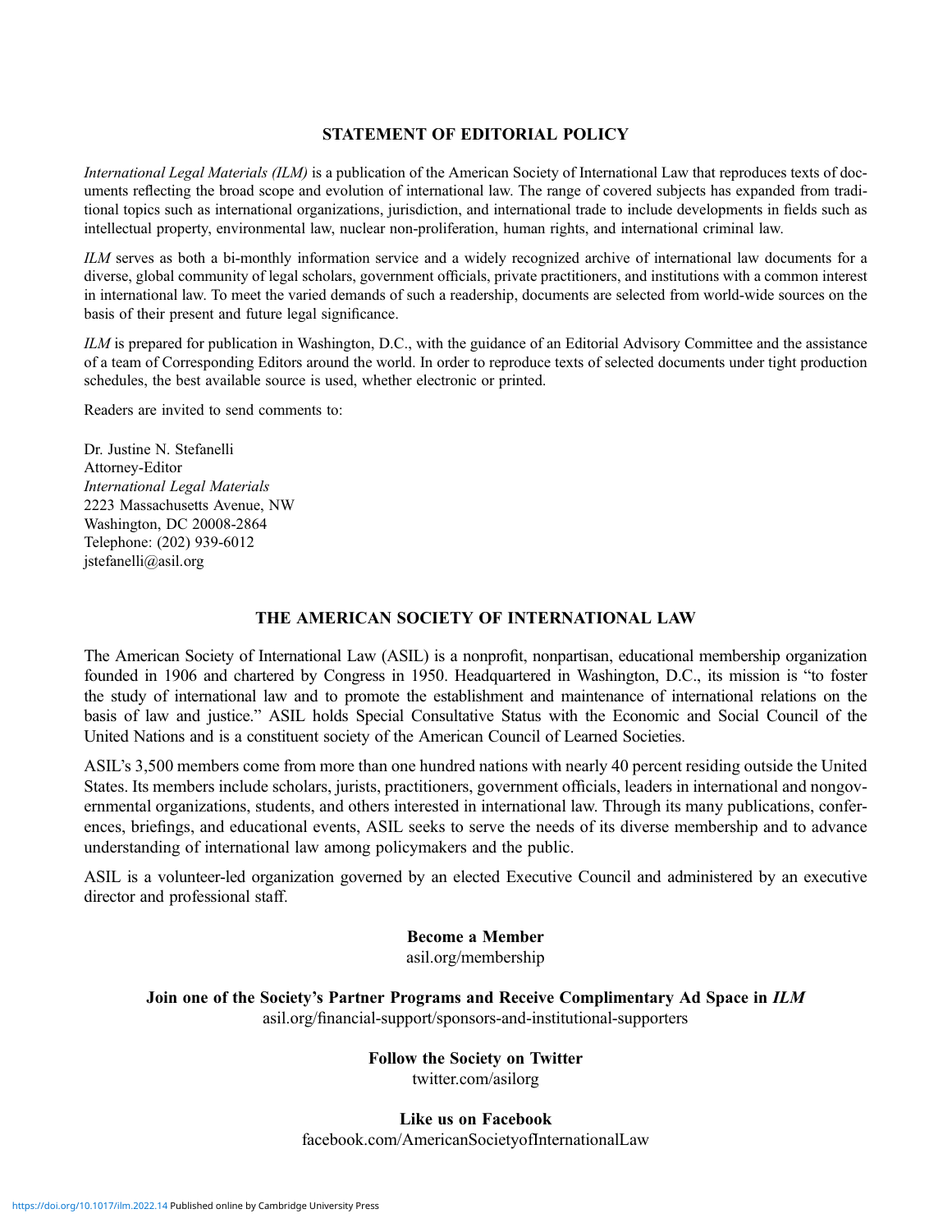## STATEMENT OF EDITORIAL POLICY

*International Legal Materials (ILM)* is a publication of the American Society of International Law that reproduces texts of documents reflecting the broad scope and evolution of international law. The range of covered subjects has expanded from traditional topics such as international organizations, jurisdiction, and international trade to include developments in fields such as intellectual property, environmental law, nuclear non-proliferation, human rights, and international criminal law.

*ILM* serves as both a bi-monthly information service and a widely recognized archive of international law documents for a diverse, global community of legal scholars, government officials, private practitioners, and institutions with a common interest in international law. To meet the varied demands of such a readership, documents are selected from world-wide sources on the basis of their present and future legal significance.

*ILM* is prepared for publication in Washington, D.C., with the guidance of an Editorial Advisory Committee and the assistance of a team of Corresponding Editors around the world. In order to reproduce texts of selected documents under tight production schedules, the best available source is used, whether electronic or printed.

Readers are invited to send comments to:

Dr. Justine N. Stefanelli
Attorney-Editor
*International Legal Materials*
2223 Massachusetts Avenue, NW
Washington, DC 20008-2864
Telephone: (202) 939-6012
jstefanelli@asil.org

## THE AMERICAN SOCIETY OF INTERNATIONAL LAW

The American Society of International Law (ASIL) is a nonprofit, nonpartisan, educational membership organization founded in 1906 and chartered by Congress in 1950. Headquartered in Washington, D.C., its mission is "to foster the study of international law and to promote the establishment and maintenance of international relations on the basis of law and justice." ASIL holds Special Consultative Status with the Economic and Social Council of the United Nations and is a constituent society of the American Council of Learned Societies.

ASIL's 3,500 members come from more than one hundred nations with nearly 40 percent residing outside the United States. Its members include scholars, jurists, practitioners, government officials, leaders in international and nongovernmental organizations, students, and others interested in international law. Through its many publications, conferences, briefings, and educational events, ASIL seeks to serve the needs of its diverse membership and to advance understanding of international law among policymakers and the public.

ASIL is a volunteer-led organization governed by an elected Executive Council and administered by an executive director and professional staff.

**Become a Member**
asil.org/membership

**Join one of the Society's Partner Programs and Receive Complimentary Ad Space in *ILM***
asil.org/financial-support/sponsors-and-institutional-supporters

**Follow the Society on Twitter**
twitter.com/asilorg

**Like us on Facebook**
facebook.com/AmericanSocietyofInternationalLaw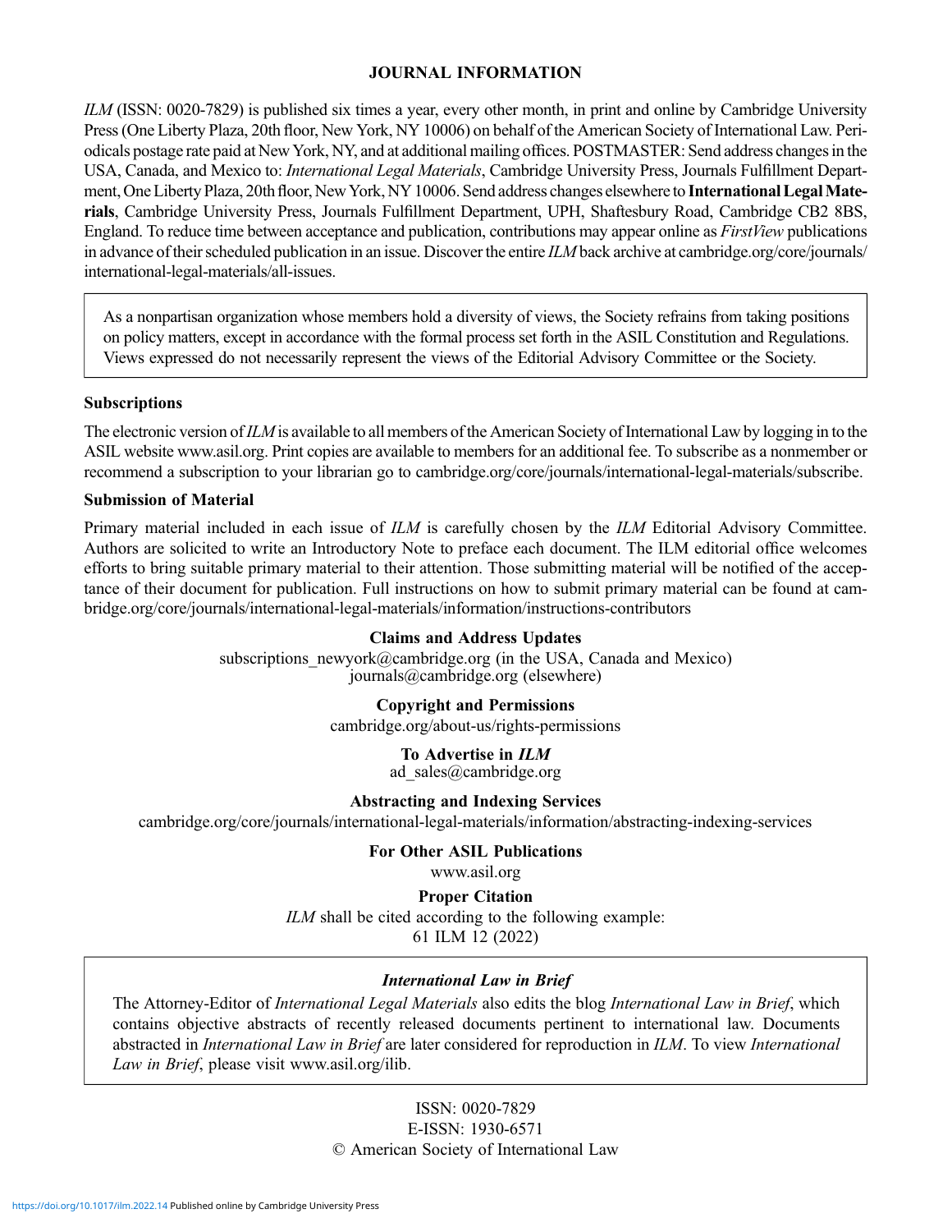## JOURNAL INFORMATION

*ILM* (ISSN: 0020-7829) is published six times a year, every other month, in print and online by Cambridge University Press (One Liberty Plaza, 20th floor, New York, NY 10006) on behalf of the American Society of International Law. Periodicals postage rate paid at New York, NY, and at additional mailing offices. POSTMASTER: Send address changes in the USA, Canada, and Mexico to: *International Legal Materials*, Cambridge University Press, Journals Fulfillment Department, One Liberty Plaza, 20th floor, New York, NY 10006. Send address changes elsewhere to **International Legal Materials**, Cambridge University Press, Journals Fulfillment Department, UPH, Shaftesbury Road, Cambridge CB2 8BS, England. To reduce time between acceptance and publication, contributions may appear online as *FirstView* publications in advance of their scheduled publication in an issue. Discover the entire *ILM* back archive at cambridge.org/core/journals/international-legal-materials/all-issues.

As a nonpartisan organization whose members hold a diversity of views, the Society refrains from taking positions on policy matters, except in accordance with the formal process set forth in the ASIL Constitution and Regulations. Views expressed do not necessarily represent the views of the Editorial Advisory Committee or the Society.

### Subscriptions

The electronic version of *ILM* is available to all members of the American Society of International Law by logging in to the ASIL website www.asil.org. Print copies are available to members for an additional fee. To subscribe as a nonmember or recommend a subscription to your librarian go to cambridge.org/core/journals/international-legal-materials/subscribe.

### Submission of Material

Primary material included in each issue of *ILM* is carefully chosen by the *ILM* Editorial Advisory Committee. Authors are solicited to write an Introductory Note to preface each document. The ILM editorial office welcomes efforts to bring suitable primary material to their attention. Those submitting material will be notified of the acceptance of their document for publication. Full instructions on how to submit primary material can be found at cambridge.org/core/journals/international-legal-materials/information/instructions-contributors

**Claims and Address Updates**
subscriptions_newyork@cambridge.org (in the USA, Canada and Mexico)
journals@cambridge.org (elsewhere)

**Copyright and Permissions**
cambridge.org/about-us/rights-permissions

**To Advertise in *ILM***
ad_sales@cambridge.org

**Abstracting and Indexing Services**
cambridge.org/core/journals/international-legal-materials/information/abstracting-indexing-services

**For Other ASIL Publications**
www.asil.org

**Proper Citation**
*ILM* shall be cited according to the following example:
61 ILM 12 (2022)

***International Law in Brief***

The Attorney-Editor of *International Legal Materials* also edits the blog *International Law in Brief*, which contains objective abstracts of recently released documents pertinent to international law. Documents abstracted in *International Law in Brief* are later considered for reproduction in *ILM*. To view *International Law in Brief*, please visit www.asil.org/ilib.

ISSN: 0020-7829
E-ISSN: 1930-6571
© American Society of International Law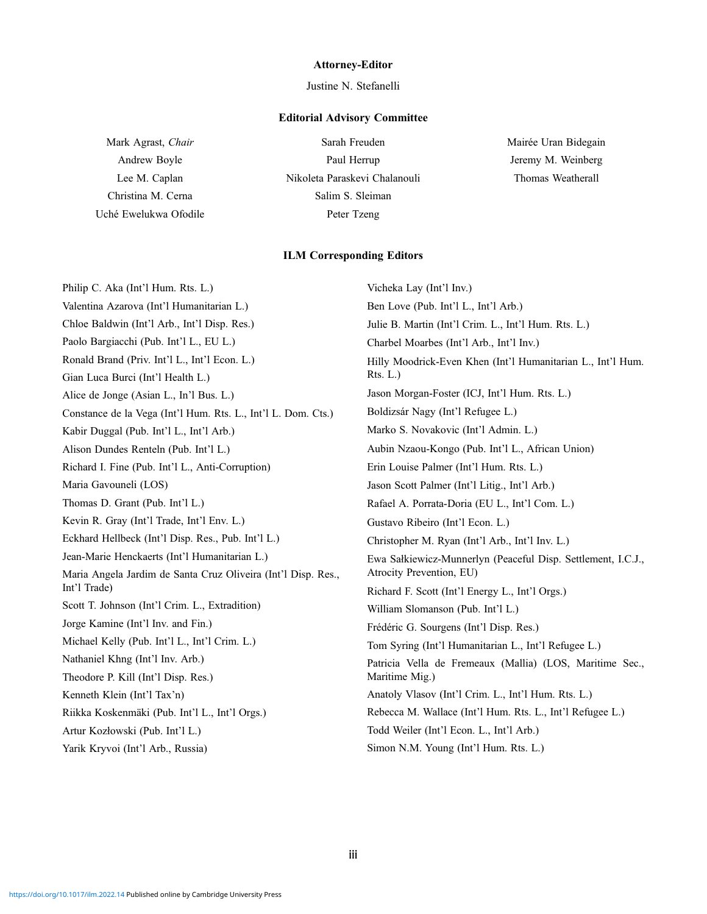**Attorney-Editor**

Justine N. Stefanelli

**Editorial Advisory Committee**

Mark Agrast, *Chair*
Andrew Boyle
Lee M. Caplan
Christina M. Cerna
Uché Ewelukwa Ofodile
Sarah Freuden
Paul Herrup
Nikoleta Paraskevi Chalanouli
Salim S. Sleiman
Peter Tzeng
Mairée Uran Bidegain
Jeremy M. Weinberg
Thomas Weatherall

**ILM Corresponding Editors**

Philip C. Aka (Int'l Hum. Rts. L.)
Valentina Azarova (Int'l Humanitarian L.)
Chloe Baldwin (Int'l Arb., Int'l Disp. Res.)
Paolo Bargiacchi (Pub. Int'l L., EU L.)
Ronald Brand (Priv. Int'l L., Int'l Econ. L.)
Gian Luca Burci (Int'l Health L.)
Alice de Jonge (Asian L., In'l Bus. L.)
Constance de la Vega (Int'l Hum. Rts. L., Int'l L. Dom. Cts.)
Kabir Duggal (Pub. Int'l L., Int'l Arb.)
Alison Dundes Renteln (Pub. Int'l L.)
Richard I. Fine (Pub. Int'l L., Anti-Corruption)
Maria Gavouneli (LOS)
Thomas D. Grant (Pub. Int'l L.)
Kevin R. Gray (Int'l Trade, Int'l Env. L.)
Eckhard Hellbeck (Int'l Disp. Res., Pub. Int'l L.)
Jean-Marie Henckaerts (Int'l Humanitarian L.)
Maria Angela Jardim de Santa Cruz Oliveira (Int'l Disp. Res., Int'l Trade)
Scott T. Johnson (Int'l Crim. L., Extradition)
Jorge Kamine (Int'l Inv. and Fin.)
Michael Kelly (Pub. Int'l L., Int'l Crim. L.)
Nathaniel Khng (Int'l Inv. Arb.)
Theodore P. Kill (Int'l Disp. Res.)
Kenneth Klein (Int'l Tax'n)
Riikka Koskenmäki (Pub. Int'l L., Int'l Orgs.)
Artur Kozłowski (Pub. Int'l L.)
Yarik Kryvoi (Int'l Arb., Russia)
Vicheka Lay (Int'l Inv.)
Ben Love (Pub. Int'l L., Int'l Arb.)
Julie B. Martin (Int'l Crim. L., Int'l Hum. Rts. L.)
Charbel Moarbes (Int'l Arb., Int'l Inv.)
Hilly Moodrick-Even Khen (Int'l Humanitarian L., Int'l Hum. Rts. L.)
Jason Morgan-Foster (ICJ, Int'l Hum. Rts. L.)
Boldizsár Nagy (Int'l Refugee L.)
Marko S. Novakovic (Int'l Admin. L.)
Aubin Nzaou-Kongo (Pub. Int'l L., African Union)
Erin Louise Palmer (Int'l Hum. Rts. L.)
Jason Scott Palmer (Int'l Litig., Int'l Arb.)
Rafael A. Porrata-Doria (EU L., Int'l Com. L.)
Gustavo Ribeiro (Int'l Econ. L.)
Christopher M. Ryan (Int'l Arb., Int'l Inv. L.)
Ewa Sałkiewicz-Munnerlyn (Peaceful Disp. Settlement, I.C.J., Atrocity Prevention, EU)
Richard F. Scott (Int'l Energy L., Int'l Orgs.)
William Slomanson (Pub. Int'l L.)
Frédéric G. Sourgens (Int'l Disp. Res.)
Tom Syring (Int'l Humanitarian L., Int'l Refugee L.)
Patricia Vella de Fremeaux (Mallia) (LOS, Maritime Sec., Maritime Mig.)
Anatoly Vlasov (Int'l Crim. L., Int'l Hum. Rts. L.)
Rebecca M. Wallace (Int'l Hum. Rts. L., Int'l Refugee L.)
Todd Weiler (Int'l Econ. L., Int'l Arb.)
Simon N.M. Young (Int'l Hum. Rts. L.)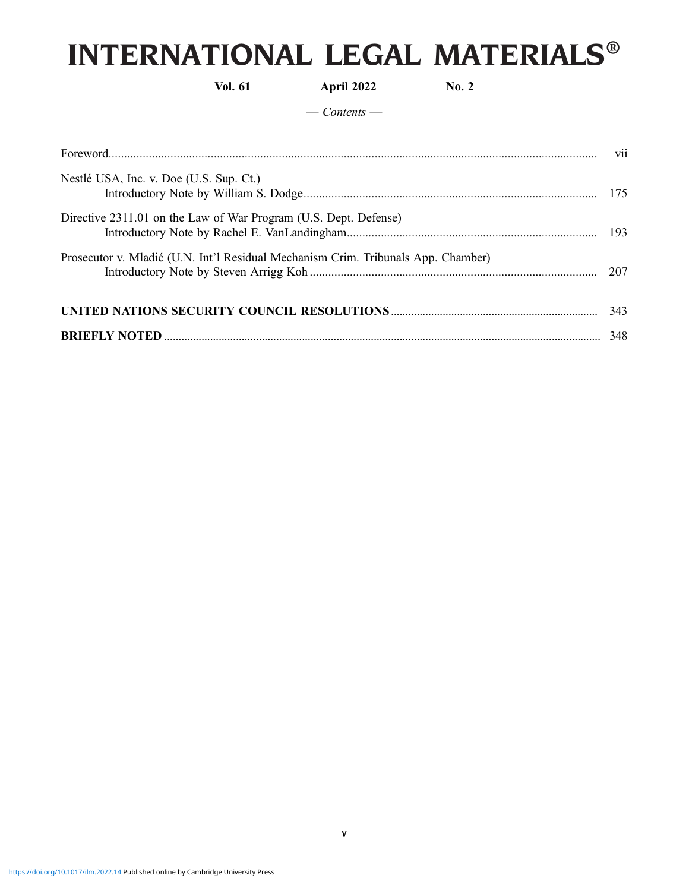# INTERNATIONAL LEGAL MATERIALS®

**Vol. 61** **April 2022** **No. 2**

*— Contents —*

| | |
|---|---|
| Foreword | vii |
| Nestlé USA, Inc. v. Doe (U.S. Sup. Ct.)<br>Introductory Note by William S. Dodge | 175 |
| Directive 2311.01 on the Law of War Program (U.S. Dept. Defense)<br>Introductory Note by Rachel E. VanLandingham | 193 |
| Prosecutor v. Mladić (U.N. Int'l Residual Mechanism Crim. Tribunals App. Chamber)<br>Introductory Note by Steven Arrigg Koh | 207 |
| **UNITED NATIONS SECURITY COUNCIL RESOLUTIONS** | 343 |
| **BRIEFLY NOTED** | 348 |

https://doi.org/10.1017/ilm.2022.14 Published online by Cambridge University Press